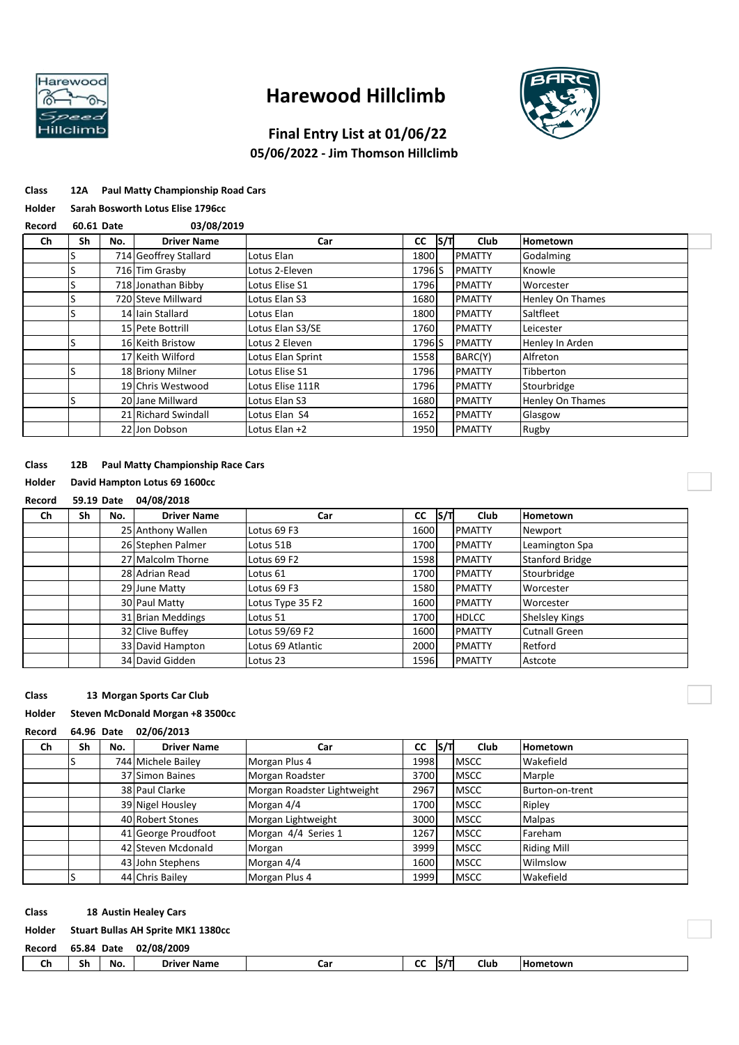# Harewood Hillclimb

## Final Entry List at 01/06/22

### 05/06/2022 - Jim Thomson Hillclimb

**Class** 12A Paul Matty Championship Road Cars

**Holder** Sarah Bosworth Lotus Elise 1796cc

**Record** 60.61 **Date** 03/08/2019

| Ch | Sh | No. | Driver Name | Car | CC | S/T | Club | Hometown |
|---|---|---|---|---|---|---|---|---|
| | S | 714 | Geoffrey Stallard | Lotus Elan | 1800 | | PMATTY | Godalming |
| | S | 716 | Tim Grasby | Lotus 2-Eleven | 1796 | S | PMATTY | Knowle |
| | S | 718 | Jonathan Bibby | Lotus Elise S1 | 1796 | | PMATTY | Worcester |
| | S | 720 | Steve Millward | Lotus Elan S3 | 1680 | | PMATTY | Henley On Thames |
| | S | 14 | Iain Stallard | Lotus Elan | 1800 | | PMATTY | Saltfleet |
| | | 15 | Pete Bottrill | Lotus Elan S3/SE | 1760 | | PMATTY | Leicester |
| | S | 16 | Keith Bristow | Lotus 2 Eleven | 1796 | S | PMATTY | Henley In Arden |
| | | 17 | Keith Wilford | Lotus Elan Sprint | 1558 | | BARC(Y) | Alfreton |
| | S | 18 | Briony Milner | Lotus Elise S1 | 1796 | | PMATTY | Tibberton |
| | | 19 | Chris Westwood | Lotus Elise 111R | 1796 | | PMATTY | Stourbridge |
| | S | 20 | Jane Millward | Lotus Elan S3 | 1680 | | PMATTY | Henley On Thames |
| | | 21 | Richard Swindall | Lotus Elan S4 | 1652 | | PMATTY | Glasgow |
| | | 22 | Jon Dobson | Lotus Elan +2 | 1950 | | PMATTY | Rugby |

**Class** 12B Paul Matty Championship Race Cars

**Holder** David Hampton Lotus 69 1600cc

**Record** 59.19 **Date** 04/08/2018

| Ch | Sh | No. | Driver Name | Car | CC | S/T | Club | Hometown |
|---|---|---|---|---|---|---|---|---|
| | | 25 | Anthony Wallen | Lotus 69 F3 | 1600 | | PMATTY | Newport |
| | | 26 | Stephen Palmer | Lotus 51B | 1700 | | PMATTY | Leamington Spa |
| | | 27 | Malcolm Thorne | Lotus 69 F2 | 1598 | | PMATTY | Stanford Bridge |
| | | 28 | Adrian Read | Lotus 61 | 1700 | | PMATTY | Stourbridge |
| | | 29 | June Matty | Lotus 69 F3 | 1580 | | PMATTY | Worcester |
| | | 30 | Paul Matty | Lotus Type 35 F2 | 1600 | | PMATTY | Worcester |
| | | 31 | Brian Meddings | Lotus 51 | 1700 | | HDLCC | Shelsley Kings |
| | | 32 | Clive Buffey | Lotus 59/69 F2 | 1600 | | PMATTY | Cutnall Green |
| | | 33 | David Hampton | Lotus 69 Atlantic | 2000 | | PMATTY | Retford |
| | | 34 | David Gidden | Lotus 23 | 1596 | | PMATTY | Astcote |

**Class** 13 Morgan Sports Car Club

**Holder** Steven McDonald Morgan +8 3500cc

**Record** 64.96 **Date** 02/06/2013

| Ch | Sh | No. | Driver Name | Car | CC | S/T | Club | Hometown |
|---|---|---|---|---|---|---|---|---|
| | S | 744 | Michele Bailey | Morgan Plus 4 | 1998 | | MSCC | Wakefield |
| | | 37 | Simon Baines | Morgan Roadster | 3700 | | MSCC | Marple |
| | | 38 | Paul Clarke | Morgan Roadster Lightweight | 2967 | | MSCC | Burton-on-trent |
| | | 39 | Nigel Housley | Morgan 4/4 | 1700 | | MSCC | Ripley |
| | | 40 | Robert Stones | Morgan Lightweight | 3000 | | MSCC | Malpas |
| | | 41 | George Proudfoot | Morgan 4/4 Series 1 | 1267 | | MSCC | Fareham |
| | | 42 | Steven Mcdonald | Morgan | 3999 | | MSCC | Riding Mill |
| | | 43 | John Stephens | Morgan 4/4 | 1600 | | MSCC | Wilmslow |
| | S | 44 | Chris Bailey | Morgan Plus 4 | 1999 | | MSCC | Wakefield |

**Class** 18 Austin Healey Cars

**Holder** Stuart Bullas AH Sprite MK1 1380cc

**Record** 65.84 **Date** 02/08/2009

| Ch | Sh | No. | Driver Name | Car | CC | S/T | Club | Hometown |
|---|---|---|---|---|---|---|---|---|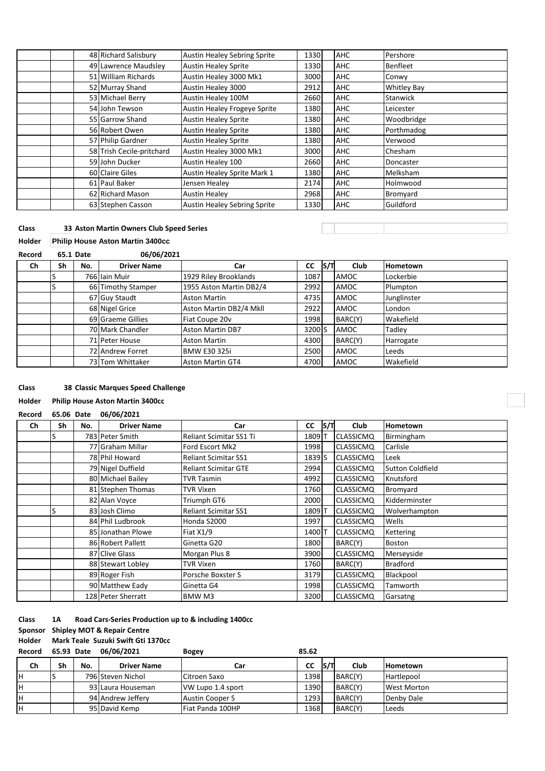| | | | | | | | | |
|---|---|---|---|---|---|---|---|---|
| | | 48 | Richard Salisbury | Austin Healey Sebring Sprite | 1330 | | AHC | Pershore |
| | | 49 | Lawrence Maudsley | Austin Healey Sprite | 1330 | | AHC | Benfleet |
| | | 51 | William Richards | Austin Healey 3000 Mk1 | 3000 | | AHC | Conwy |
| | | 52 | Murray Shand | Austin Healey 3000 | 2912 | | AHC | Whitley Bay |
| | | 53 | Michael Berry | Austin Healey 100M | 2660 | | AHC | Stanwick |
| | | 54 | John Tewson | Austin Healey Frogeye Sprite | 1380 | | AHC | Leicester |
| | | 55 | Garrow Shand | Austin Healey Sprite | 1380 | | AHC | Woodbridge |
| | | 56 | Robert Owen | Austin Healey Sprite | 1380 | | AHC | Porthmadog |
| | | 57 | Philip Gardner | Austin Healey Sprite | 1380 | | AHC | Verwood |
| | | 58 | Trish Cecile-pritchard | Austin Healey 3000 Mk1 | 3000 | | AHC | Chesham |
| | | 59 | John Ducker | Austin Healey 100 | 2660 | | AHC | Doncaster |
| | | 60 | Claire Giles | Austin Healey Sprite Mark 1 | 1380 | | AHC | Melksham |
| | | 61 | Paul Baker | Jensen Healey | 2174 | | AHC | Holmwood |
| | | 62 | Richard Mason | Austin Healey | 2968 | | AHC | Bromyard |
| | | 63 | Stephen Casson | Austin Healey Sebring Sprite | 1330 | | AHC | Guildford |

**Class** 33 **Aston Martin Owners Club Speed Series**

**Holder** **Philip House Aston Martin 3400cc**

**Record** **65.1 Date** **06/06/2021**

| Ch | Sh | No. | Driver Name | Car | CC | S/T | Club | Hometown |
|---|---|---|---|---|---|---|---|---|
| | S | 766 | Iain Muir | 1929 Riley Brooklands | 1087 | | AMOC | Lockerbie |
| | S | 66 | Timothy Stamper | 1955 Aston Martin DB2/4 | 2992 | | AMOC | Plumpton |
| | | 67 | Guy Staudt | Aston Martin | 4735 | | AMOC | Junglinster |
| | | 68 | Nigel Grice | Aston Martin DB2/4 MkII | 2922 | | AMOC | London |
| | | 69 | Graeme Gillies | Fiat Coupe 20v | 1998 | | BARC(Y) | Wakefield |
| | | 70 | Mark Chandler | Aston Martin DB7 | 3200 | S | AMOC | Tadley |
| | | 71 | Peter House | Aston Martin | 4300 | | BARC(Y) | Harrogate |
| | | 72 | Andrew Forret | BMW E30 325i | 2500 | | AMOC | Leeds |
| | | 73 | Tom Whittaker | Aston Martin GT4 | 4700 | | AMOC | Wakefield |

**Class** **38 Classic Marques Speed Challenge**

**Holder** **Philip House Aston Martin 3400cc**

**Record** **65.06 Date** **06/06/2021**

| Ch | Sh | No. | Driver Name | Car | CC | S/T | Club | Hometown |
|---|---|---|---|---|---|---|---|---|
| | S | 783 | Peter Smith | Reliant Scimitar SS1 Ti | 1809 | T | CLASSICMQ | Birmingham |
| | | 77 | Graham Millar | Ford Escort Mk2 | 1998 | | CLASSICMQ | Carlisle |
| | | 78 | Phil Howard | Reliant Scimitar SS1 | 1839 | S | CLASSICMQ | Leek |
| | | 79 | Nigel Duffield | Reliant Scimitar GTE | 2994 | | CLASSICMQ | Sutton Coldfield |
| | | 80 | Michael Bailey | TVR Tasmin | 4992 | | CLASSICMQ | Knutsford |
| | | 81 | Stephen Thomas | TVR Vixen | 1760 | | CLASSICMQ | Bromyard |
| | | 82 | Alan Voyce | Triumph GT6 | 2000 | | CLASSICMQ | Kidderminster |
| | S | 83 | Josh Climo | Reliant Scimitar SS1 | 1809 | T | CLASSICMQ | Wolverhampton |
| | | 84 | Phil Ludbrook | Honda S2000 | 1997 | | CLASSICMQ | Wells |
| | | 85 | Jonathan Plowe | Fiat X1/9 | 1400 | T | CLASSICMQ | Kettering |
| | | 86 | Robert Pallett | Ginetta G20 | 1800 | | BARC(Y) | Boston |
| | | 87 | Clive Glass | Morgan Plus 8 | 3900 | | CLASSICMQ | Merseyside |
| | | 88 | Stewart Lobley | TVR Vixen | 1760 | | BARC(Y) | Bradford |
| | | 89 | Roger Fish | Porsche Boxster S | 3179 | | CLASSICMQ | Blackpool |
| | | 90 | Matthew Eady | Ginetta G4 | 1998 | | CLASSICMQ | Tamworth |
| | | 128 | Peter Sherratt | BMW M3 | 3200 | | CLASSICMQ | Garsatng |

**Class** **1A** **Road Cars-Series Production up to & including 1400cc**

**Sponsor** **Shipley MOT & Repair Centre**

**Holder** **Mark Teale Suzuki Swift Gti 1370cc**

**Record** **65.93 Date** **06/06/2021** **Bogey** **85.62**

| Ch | Sh | No. | Driver Name | Car | CC | S/T | Club | Hometown |
|---|---|---|---|---|---|---|---|---|
| H | S | 796 | Steven Nichol | Citroen Saxo | 1398 | | BARC(Y) | Hartlepool |
| H | | 93 | Laura Houseman | VW Lupo 1.4 sport | 1390 | | BARC(Y) | West Morton |
| H | | 94 | Andrew Jeffery | Austin Cooper S | 1293 | | BARC(Y) | Denby Dale |
| H | | 95 | David Kemp | Fiat Panda 100HP | 1368 | | BARC(Y) | Leeds |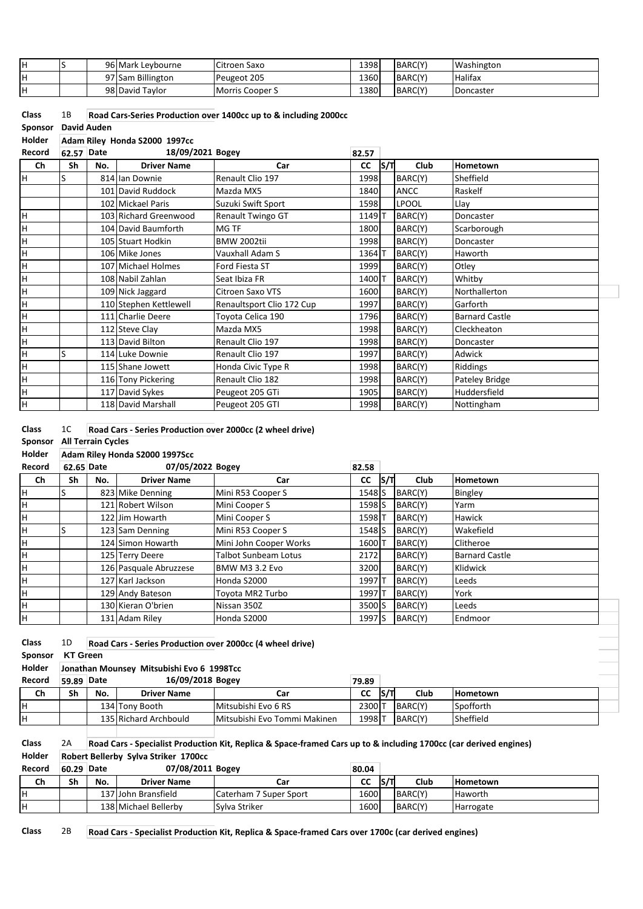| Ch | Sh | No. | Driver Name | Car | CC | S/T | Club | Hometown |
|---|---|---|---|---|---|---|---|---|
| H | S | 96 | Mark Leybourne | Citroen Saxo | 1398 | | BARC(Y) | Washington |
| H | | 97 | Sam Billington | Peugeot 205 | 1360 | | BARC(Y) | Halifax |
| H | | 98 | David Taylor | Morris Cooper S | 1380 | | BARC(Y) | Doncaster |

**Class** 1B **Road Cars-Series Production over 1400cc up to & including 2000cc**

**Sponsor** **David Auden**

**Holder** **Adam Riley Honda S2000 1997cc**

**Record** **62.57** **Date** **18/09/2021** **Bogey** **82.57**

| Ch | Sh | No. | Driver Name | Car | CC | S/T | Club | Hometown |
|---|---|---|---|---|---|---|---|---|
| H | S | 814 | Ian Downie | Renault Clio 197 | 1998 | | BARC(Y) | Sheffield |
| | | 101 | David Ruddock | Mazda MX5 | 1840 | | ANCC | Raskelf |
| | | 102 | Mickael Paris | Suzuki Swift Sport | 1598 | | LPOOL | Llay |
| H | | 103 | Richard Greenwood | Renault Twingo GT | 1149 | T | BARC(Y) | Doncaster |
| H | | 104 | David Baumforth | MG TF | 1800 | | BARC(Y) | Scarborough |
| H | | 105 | Stuart Hodkin | BMW 2002tii | 1998 | | BARC(Y) | Doncaster |
| H | | 106 | Mike Jones | Vauxhall Adam S | 1364 | T | BARC(Y) | Haworth |
| H | | 107 | Michael Holmes | Ford Fiesta ST | 1999 | | BARC(Y) | Otley |
| H | | 108 | Nabil Zahlan | Seat Ibiza FR | 1400 | T | BARC(Y) | Whitby |
| H | | 109 | Nick Jaggard | Citroen Saxo VTS | 1600 | | BARC(Y) | Northallerton |
| H | | 110 | Stephen Kettlewell | Renaultsport Clio 172 Cup | 1997 | | BARC(Y) | Garforth |
| H | | 111 | Charlie Deere | Toyota Celica 190 | 1796 | | BARC(Y) | Barnard Castle |
| H | | 112 | Steve Clay | Mazda MX5 | 1998 | | BARC(Y) | Cleckheaton |
| H | | 113 | David Bilton | Renault Clio 197 | 1998 | | BARC(Y) | Doncaster |
| H | S | 114 | Luke Downie | Renault Clio 197 | 1997 | | BARC(Y) | Adwick |
| H | | 115 | Shane Jowett | Honda Civic Type R | 1998 | | BARC(Y) | Riddings |
| H | | 116 | Tony Pickering | Renault Clio 182 | 1998 | | BARC(Y) | Pateley Bridge |
| H | | 117 | David Sykes | Peugeot 205 GTi | 1905 | | BARC(Y) | Huddersfield |
| H | | 118 | David Marshall | Peugeot 205 GTI | 1998 | | BARC(Y) | Nottingham |

**Class** 1C **Road Cars - Series Production over 2000cc (2 wheel drive)**

**Sponsor** **All Terrain Cycles**

**Holder** **Adam Riley Honda S2000 1997Scc**

**Record** **62.65** **Date** **07/05/2022** **Bogey** **82.58**

| Ch | Sh | No. | Driver Name | Car | CC | S/T | Club | Hometown |
|---|---|---|---|---|---|---|---|---|
| H | S | 823 | Mike Denning | Mini R53 Cooper S | 1548 | S | BARC(Y) | Bingley |
| H | | 121 | Robert Wilson | Mini Cooper S | 1598 | S | BARC(Y) | Yarm |
| H | | 122 | Jim Howarth | Mini Cooper S | 1598 | T | BARC(Y) | Hawick |
| H | S | 123 | Sam Denning | Mini R53 Cooper S | 1548 | S | BARC(Y) | Wakefield |
| H | | 124 | Simon Howarth | Mini John Cooper Works | 1600 | T | BARC(Y) | Clitheroe |
| H | | 125 | Terry Deere | Talbot Sunbeam Lotus | 2172 | | BARC(Y) | Barnard Castle |
| H | | 126 | Pasquale Abruzzese | BMW M3 3.2 Evo | 3200 | | BARC(Y) | Klidwick |
| H | | 127 | Karl Jackson | Honda S2000 | 1997 | T | BARC(Y) | Leeds |
| H | | 129 | Andy Bateson | Toyota MR2 Turbo | 1997 | T | BARC(Y) | York |
| H | | 130 | Kieran O'brien | Nissan 350Z | 3500 | S | BARC(Y) | Leeds |
| H | | 131 | Adam Riley | Honda S2000 | 1997 | S | BARC(Y) | Endmoor |

**Class** 1D **Road Cars - Series Production over 2000cc (4 wheel drive)**

**Sponsor** **KT Green**

**Holder** **Jonathan Mounsey Mitsubishi Evo 6 1998Tcc**

**Record** **59.89** **Date** **16/09/2018** **Bogey** **79.89**

| Ch | Sh | No. | Driver Name | Car | CC | S/T | Club | Hometown |
|---|---|---|---|---|---|---|---|---|
| H | | 134 | Tony Booth | Mitsubishi Evo 6 RS | 2300 | T | BARC(Y) | Spofforth |
| H | | 135 | Richard Archbould | Mitsubishi Evo Tommi Makinen | 1998 | T | BARC(Y) | Sheffield |

**Class** 2A **Road Cars - Specialist Production Kit, Replica & Space-framed Cars up to & including 1700cc (car derived engines)**

**Holder** **Robert Bellerby Sylva Striker 1700cc**

**Record** **60.29** **Date** **07/08/2011** **Bogey** **80.04**

| Ch | Sh | No. | Driver Name | Car | CC | S/T | Club | Hometown |
|---|---|---|---|---|---|---|---|---|
| H | | 137 | John Bransfield | Caterham 7 Super Sport | 1600 | | BARC(Y) | Haworth |
| H | | 138 | Michael Bellerby | Sylva Striker | 1600 | | BARC(Y) | Harrogate |

**Class** 2B **Road Cars - Specialist Production Kit, Replica & Space-framed Cars over 1700c (car derived engines)**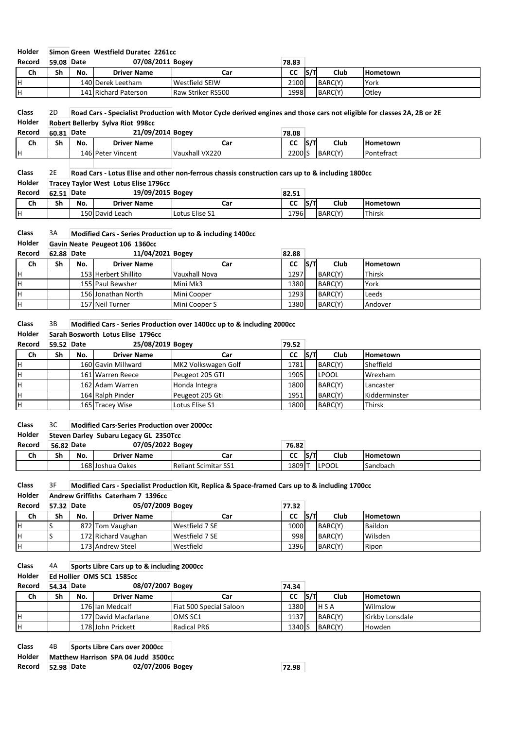**Holder** Simon Green Westfield Duratec 2261cc

**Record** 59.08 **Date** 07/08/2011 **Bogey** 78.83

| Ch | Sh | No. | Driver Name | Car | CC | S/T | Club | Hometown |
|---|---|---|---|---|---|---|---|---|
| H | | 140 | Derek Leetham | Westfield SEIW | 2100 | | BARC(Y) | York |
| H | | 141 | Richard Paterson | Raw Striker RS500 | 1998 | | BARC(Y) | Otley |

**Class** 2D **Road Cars - Specialist Production with Motor Cycle derived engines and those cars not eligible for classes 2A, 2B or 2E**

**Holder** Robert Bellerby Sylva Riot 998cc

**Record** 60.81 **Date** 21/09/2014 **Bogey** 78.08

| Ch | Sh | No. | Driver Name | Car | CC | S/T | Club | Hometown |
|---|---|---|---|---|---|---|---|---|
| H | | 146 | Peter Vincent | Vauxhall VX220 | 2200 | S | BARC(Y) | Pontefract |

**Class** 2E **Road Cars - Lotus Elise and other non-ferrous chassis construction cars up to & including 1800cc**

**Holder** Tracey Taylor West Lotus Elise 1796cc

**Record** 62.51 **Date** 19/09/2015 **Bogey** 82.51

| Ch | Sh | No. | Driver Name | Car | CC | S/T | Club | Hometown |
|---|---|---|---|---|---|---|---|---|
| H | | 150 | David Leach | Lotus Elise S1 | 1796 | | BARC(Y) | Thirsk |

**Class** 3A **Modified Cars - Series Production up to & including 1400cc**

**Holder** Gavin Neate Peugeot 106 1360cc

**Record** 62.88 **Date** 11/04/2021 **Bogey** 82.88

| Ch | Sh | No. | Driver Name | Car | CC | S/T | Club | Hometown |
|---|---|---|---|---|---|---|---|---|
| H | | 153 | Herbert Shillito | Vauxhall Nova | 1297 | | BARC(Y) | Thirsk |
| H | | 155 | Paul Bewsher | Mini Mk3 | 1380 | | BARC(Y) | York |
| H | | 156 | Jonathan North | Mini Cooper | 1293 | | BARC(Y) | Leeds |
| H | | 157 | Neil Turner | Mini Cooper S | 1380 | | BARC(Y) | Andover |

**Class** 3B **Modified Cars - Series Production over 1400cc up to & including 2000cc**

**Holder** Sarah Bosworth Lotus Elise 1796cc

**Record** 59.52 **Date** 25/08/2019 **Bogey** 79.52

| Ch | Sh | No. | Driver Name | Car | CC | S/T | Club | Hometown |
|---|---|---|---|---|---|---|---|---|
| H | | 160 | Gavin Millward | MK2 Volkswagen Golf | 1781 | | BARC(Y) | Sheffield |
| H | | 161 | Warren Reece | Peugeot 205 GTI | 1905 | | LPOOL | Wrexham |
| H | | 162 | Adam Warren | Honda Integra | 1800 | | BARC(Y) | Lancaster |
| H | | 164 | Ralph Pinder | Peugeot 205 Gti | 1951 | | BARC(Y) | Kidderminster |
| H | | 165 | Tracey Wise | Lotus Elise S1 | 1800 | | BARC(Y) | Thirsk |

**Class** 3C **Modified Cars-Series Production over 2000cc**

**Holder** Steven Darley Subaru Legacy GL 2350Tcc

**Record** 56.82 **Date** 07/05/2022 **Bogey** 76.82

| Ch | Sh | No. | Driver Name | Car | CC | S/T | Club | Hometown |
|---|---|---|---|---|---|---|---|---|
| | | 168 | Joshua Oakes | Reliant Scimitar SS1 | 1809 | T | LPOOL | Sandbach |

**Class** 3F **Modified Cars - Specialist Production Kit, Replica & Space-framed Cars up to & including 1700cc**

**Holder** Andrew Griffiths Caterham 7 1396cc

**Record** 57.32 **Date** 05/07/2009 **Bogey** 77.32

| Ch | Sh | No. | Driver Name | Car | CC | S/T | Club | Hometown |
|---|---|---|---|---|---|---|---|---|
| H | S | 872 | Tom Vaughan | Westfield 7 SE | 1000 | | BARC(Y) | Baildon |
| H | S | 172 | Richard Vaughan | Westfield 7 SE | 998 | | BARC(Y) | Wilsden |
| H | | 173 | Andrew Steel | Westfield | 1396 | | BARC(Y) | Ripon |

**Class** 4A **Sports Libre Cars up to & including 2000cc**

**Holder** Ed Hollier OMS SC1 1585cc

**Record** 54.34 **Date** 08/07/2007 **Bogey** 74.34

| Ch | Sh | No. | Driver Name | Car | CC | S/T | Club | Hometown |
|---|---|---|---|---|---|---|---|---|
| | | 176 | Ian Medcalf | Fiat 500 Special Saloon | 1380 | | H S A | Wilmslow |
| H | | 177 | David Macfarlane | OMS SC1 | 1137 | | BARC(Y) | Kirkby Lonsdale |
| H | | 178 | John Prickett | Radical PR6 | 1340 | S | BARC(Y) | Howden |

**Class** 4B **Sports Libre Cars over 2000cc**

**Holder** Matthew Harrison SPA 04 Judd 3500cc

**Record** 52.98 **Date** 02/07/2006 **Bogey** 72.98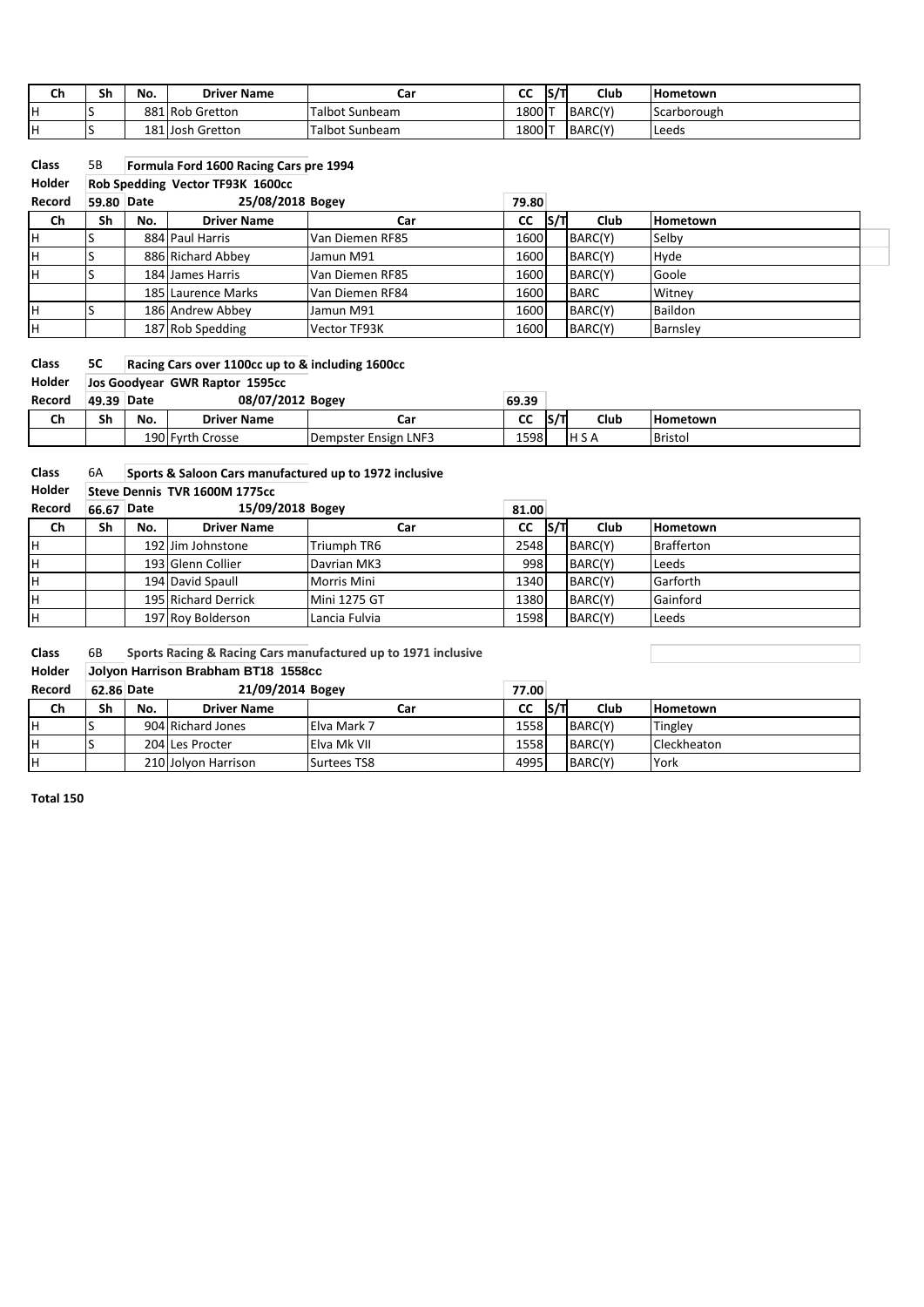| Ch | Sh | No. | Driver Name | Car | CC | S/T | Club | Hometown |
|---|---|---|---|---|---|---|---|---|
| H | S | 881 | Rob Gretton | Talbot Sunbeam | 1800 | T | BARC(Y) | Scarborough |
| H | S | 181 | Josh Gretton | Talbot Sunbeam | 1800 | T | BARC(Y) | Leeds |

**Class** 5B **Formula Ford 1600 Racing Cars pre 1994**

**Holder** **Rob Spedding Vector TF93K 1600cc**

**Record** **59.80** **Date** **25/08/2018** **Bogey** **79.80**

| Ch | Sh | No. | Driver Name | Car | CC | S/T | Club | Hometown |
|---|---|---|---|---|---|---|---|---|
| H | S | 884 | Paul Harris | Van Diemen RF85 | 1600 | | BARC(Y) | Selby |
| H | S | 886 | Richard Abbey | Jamun M91 | 1600 | | BARC(Y) | Hyde |
| H | S | 184 | James Harris | Van Diemen RF85 | 1600 | | BARC(Y) | Goole |
| | | 185 | Laurence Marks | Van Diemen RF84 | 1600 | | BARC | Witney |
| H | S | 186 | Andrew Abbey | Jamun M91 | 1600 | | BARC(Y) | Baildon |
| H | | 187 | Rob Spedding | Vector TF93K | 1600 | | BARC(Y) | Barnsley |

**Class** **5C** **Racing Cars over 1100cc up to & including 1600cc**

**Holder** **Jos Goodyear GWR Raptor 1595cc**

**Record** **49.39** **Date** **08/07/2012** **Bogey** **69.39**

| Ch | Sh | No. | Driver Name | Car | CC | S/T | Club | Hometown |
|---|---|---|---|---|---|---|---|---|
| | | 190 | Fyrth Crosse | Dempster Ensign LNF3 | 1598 | | H S A | Bristol |

**Class** 6A **Sports & Saloon Cars manufactured up to 1972 inclusive**

**Holder** **Steve Dennis TVR 1600M 1775cc**

**Record** **66.67** **Date** **15/09/2018** **Bogey** **81.00**

| Ch | Sh | No. | Driver Name | Car | CC | S/T | Club | Hometown |
|---|---|---|---|---|---|---|---|---|
| H | | 192 | Jim Johnstone | Triumph TR6 | 2548 | | BARC(Y) | Brafferton |
| H | | 193 | Glenn Collier | Davrian MK3 | 998 | | BARC(Y) | Leeds |
| H | | 194 | David Spaull | Morris Mini | 1340 | | BARC(Y) | Garforth |
| H | | 195 | Richard Derrick | Mini 1275 GT | 1380 | | BARC(Y) | Gainford |
| H | | 197 | Roy Bolderson | Lancia Fulvia | 1598 | | BARC(Y) | Leeds |

**Class** 6B **Sports Racing & Racing Cars manufactured up to 1971 inclusive**

**Holder** **Jolyon Harrison Brabham BT18 1558cc**

**Record** **62.86** **Date** **21/09/2014** **Bogey** **77.00**

| Ch | Sh | No. | Driver Name | Car | CC | S/T | Club | Hometown |
|---|---|---|---|---|---|---|---|---|
| H | S | 904 | Richard Jones | Elva Mark 7 | 1558 | | BARC(Y) | Tingley |
| H | S | 204 | Les Procter | Elva Mk VII | 1558 | | BARC(Y) | Cleckheaton |
| H | | 210 | Jolyon Harrison | Surtees TS8 | 4995 | | BARC(Y) | York |

**Total 150**